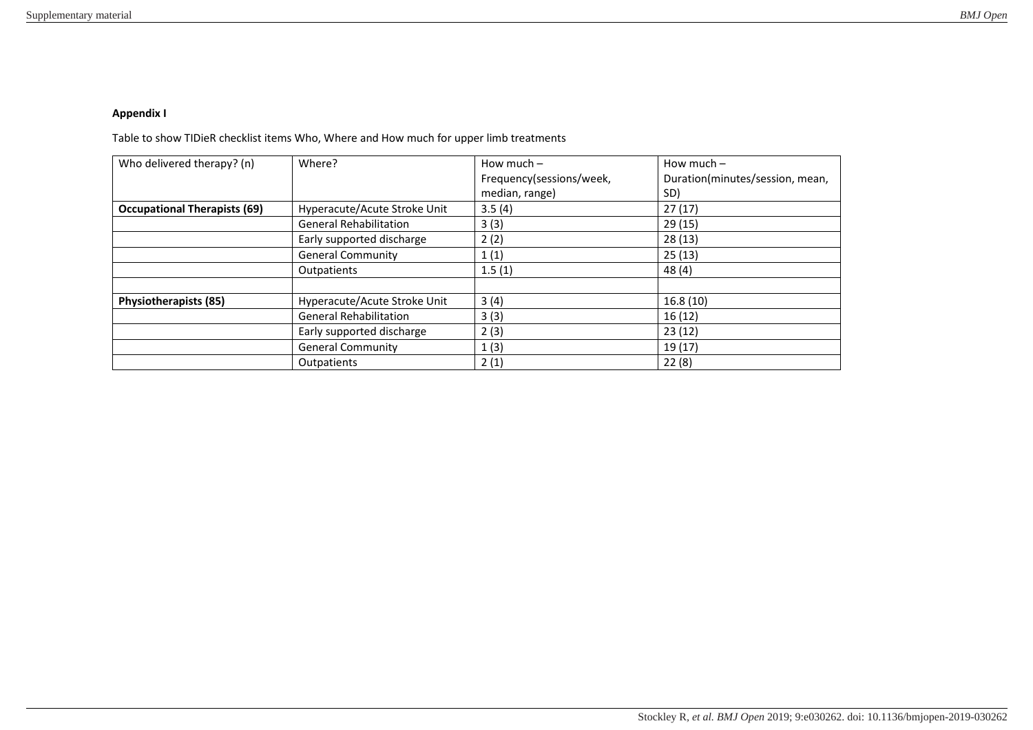**Appendix I**

Table to show TIDieR checklist items Who, Where and How much for upper limb treatments

| Who delivered therapy? (n) | Where? | How much – Frequency(sessions/week, median, range) | How much – Duration(minutes/session, mean, SD) |
|---|---|---|---|
| **Occupational Therapists (69)** | Hyperacute/Acute Stroke Unit | 3.5 (4) | 27 (17) |
| | General Rehabilitation | 3 (3) | 29 (15) |
| | Early supported discharge | 2 (2) | 28 (13) |
| | General Community | 1 (1) | 25 (13) |
| | Outpatients | 1.5 (1) | 48 (4) |
| | | | |
| **Physiotherapists (85)** | Hyperacute/Acute Stroke Unit | 3 (4) | 16.8 (10) |
| | General Rehabilitation | 3 (3) | 16 (12) |
| | Early supported discharge | 2 (3) | 23 (12) |
| | General Community | 1 (3) | 19 (17) |
| | Outpatients | 2 (1) | 22 (8) |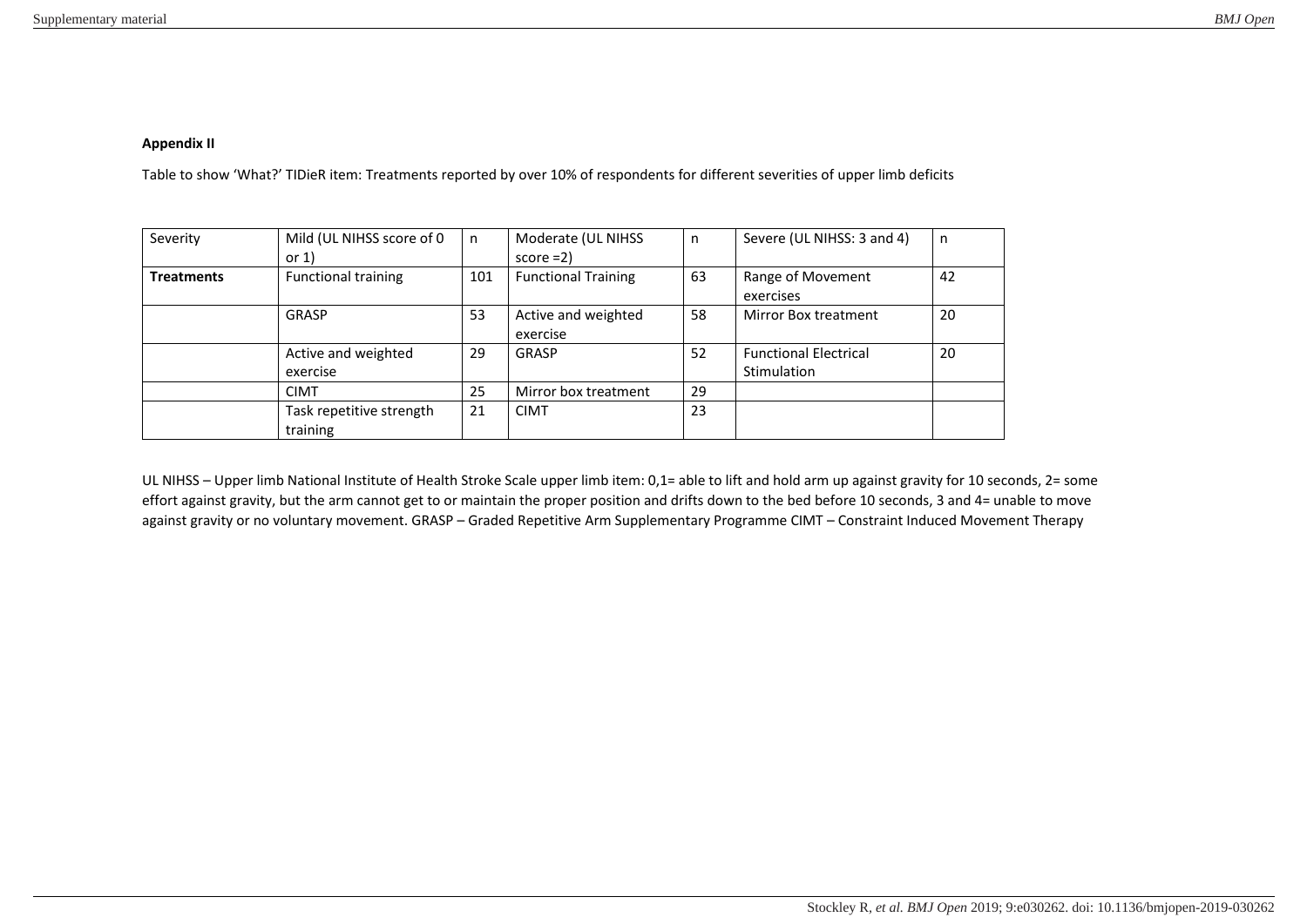**Appendix II**

Table to show 'What?' TIDieR item: Treatments reported by over 10% of respondents for different severities of upper limb deficits

| Severity | Mild (UL NIHSS score of 0 or 1) | n | Moderate (UL NIHSS score =2) | n | Severe (UL NIHSS: 3 and 4) | n |
|---|---|---|---|---|---|---|
| **Treatments** | Functional training | 101 | Functional Training | 63 | Range of Movement exercises | 42 |
| | GRASP | 53 | Active and weighted exercise | 58 | Mirror Box treatment | 20 |
| | Active and weighted exercise | 29 | GRASP | 52 | Functional Electrical Stimulation | 20 |
| | CIMT | 25 | Mirror box treatment | 29 | | |
| | Task repetitive strength training | 21 | CIMT | 23 | | |

UL NIHSS – Upper limb National Institute of Health Stroke Scale upper limb item: 0,1= able to lift and hold arm up against gravity for 10 seconds, 2= some effort against gravity, but the arm cannot get to or maintain the proper position and drifts down to the bed before 10 seconds, 3 and 4= unable to move against gravity or no voluntary movement. GRASP – Graded Repetitive Arm Supplementary Programme CIMT – Constraint Induced Movement Therapy